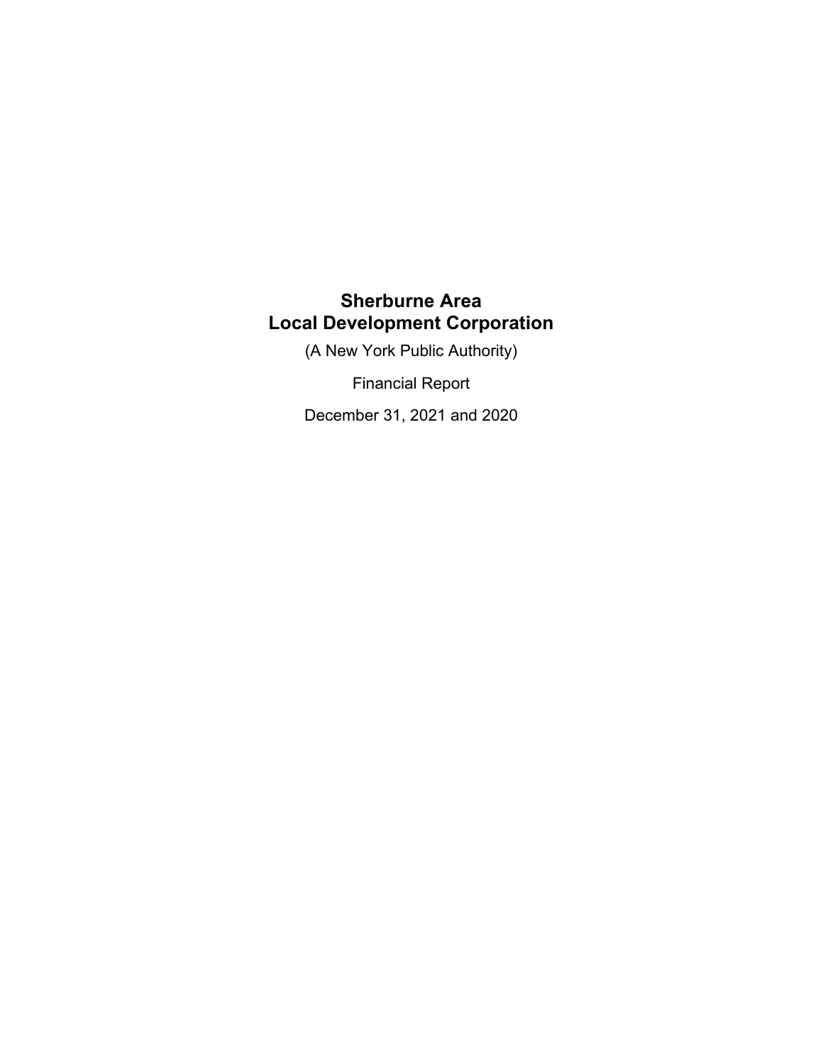# Sherburne Area
# Local Development Corporation

(A New York Public Authority)

Financial Report

December 31, 2021 and 2020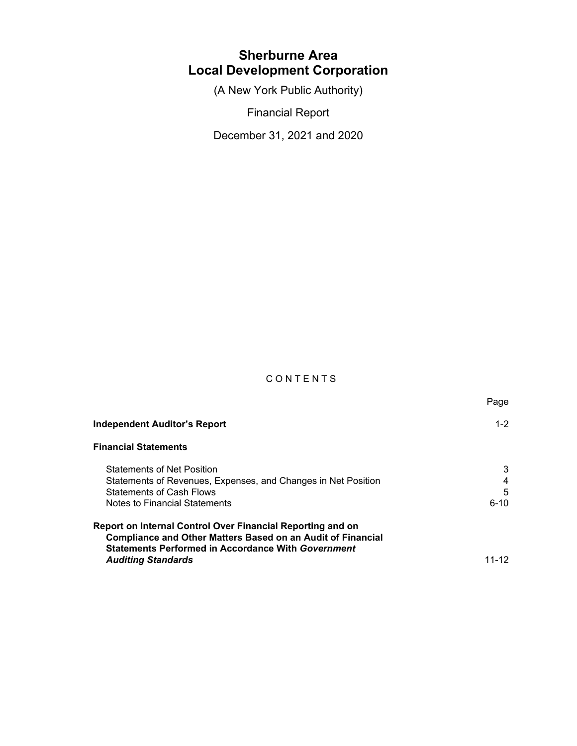# Sherburne Area
# Local Development Corporation

(A New York Public Authority)

Financial Report

December 31, 2021 and 2020

C O N T E N T S

| | Page |
|---|---|
| **Independent Auditor's Report** | 1-2 |
| **Financial Statements** | |
| Statements of Net Position | 3 |
| Statements of Revenues, Expenses, and Changes in Net Position | 4 |
| Statements of Cash Flows | 5 |
| Notes to Financial Statements | 6-10 |
| **Report on Internal Control Over Financial Reporting and on Compliance and Other Matters Based on an Audit of Financial Statements Performed in Accordance With *Government Auditing Standards*** | 11-12 |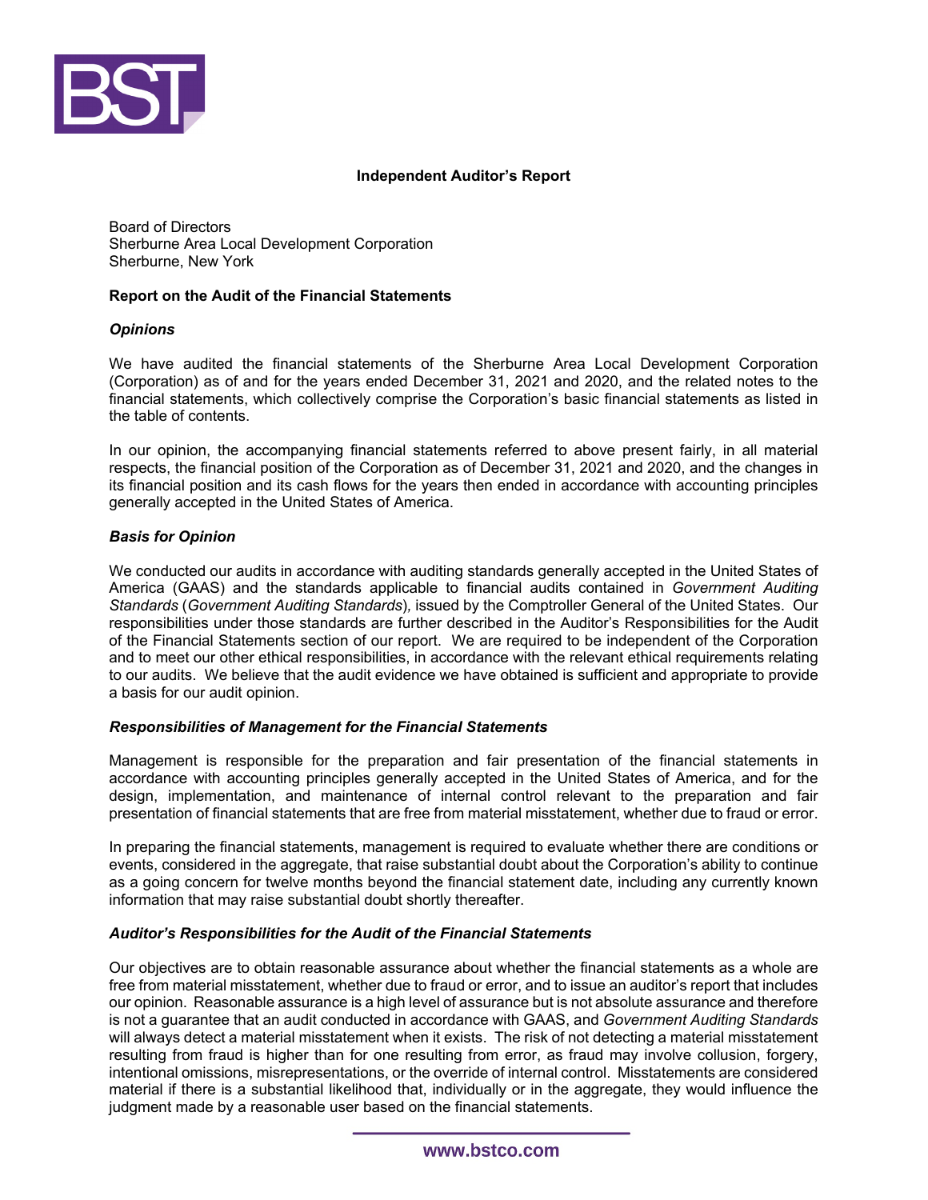# Independent Auditor's Report

Board of Directors
Sherburne Area Local Development Corporation
Sherburne, New York

## Report on the Audit of the Financial Statements

### *Opinions*

We have audited the financial statements of the Sherburne Area Local Development Corporation (Corporation) as of and for the years ended December 31, 2021 and 2020, and the related notes to the financial statements, which collectively comprise the Corporation's basic financial statements as listed in the table of contents.

In our opinion, the accompanying financial statements referred to above present fairly, in all material respects, the financial position of the Corporation as of December 31, 2021 and 2020, and the changes in its financial position and its cash flows for the years then ended in accordance with accounting principles generally accepted in the United States of America.

### *Basis for Opinion*

We conducted our audits in accordance with auditing standards generally accepted in the United States of America (GAAS) and the standards applicable to financial audits contained in *Government Auditing Standards* (*Government Auditing Standards*), issued by the Comptroller General of the United States. Our responsibilities under those standards are further described in the Auditor's Responsibilities for the Audit of the Financial Statements section of our report. We are required to be independent of the Corporation and to meet our other ethical responsibilities, in accordance with the relevant ethical requirements relating to our audits. We believe that the audit evidence we have obtained is sufficient and appropriate to provide a basis for our audit opinion.

### *Responsibilities of Management for the Financial Statements*

Management is responsible for the preparation and fair presentation of the financial statements in accordance with accounting principles generally accepted in the United States of America, and for the design, implementation, and maintenance of internal control relevant to the preparation and fair presentation of financial statements that are free from material misstatement, whether due to fraud or error.

In preparing the financial statements, management is required to evaluate whether there are conditions or events, considered in the aggregate, that raise substantial doubt about the Corporation's ability to continue as a going concern for twelve months beyond the financial statement date, including any currently known information that may raise substantial doubt shortly thereafter.

### *Auditor's Responsibilities for the Audit of the Financial Statements*

Our objectives are to obtain reasonable assurance about whether the financial statements as a whole are free from material misstatement, whether due to fraud or error, and to issue an auditor's report that includes our opinion. Reasonable assurance is a high level of assurance but is not absolute assurance and therefore is not a guarantee that an audit conducted in accordance with GAAS, and *Government Auditing Standards* will always detect a material misstatement when it exists. The risk of not detecting a material misstatement resulting from fraud is higher than for one resulting from error, as fraud may involve collusion, forgery, intentional omissions, misrepresentations, or the override of internal control. Misstatements are considered material if there is a substantial likelihood that, individually or in the aggregate, they would influence the judgment made by a reasonable user based on the financial statements.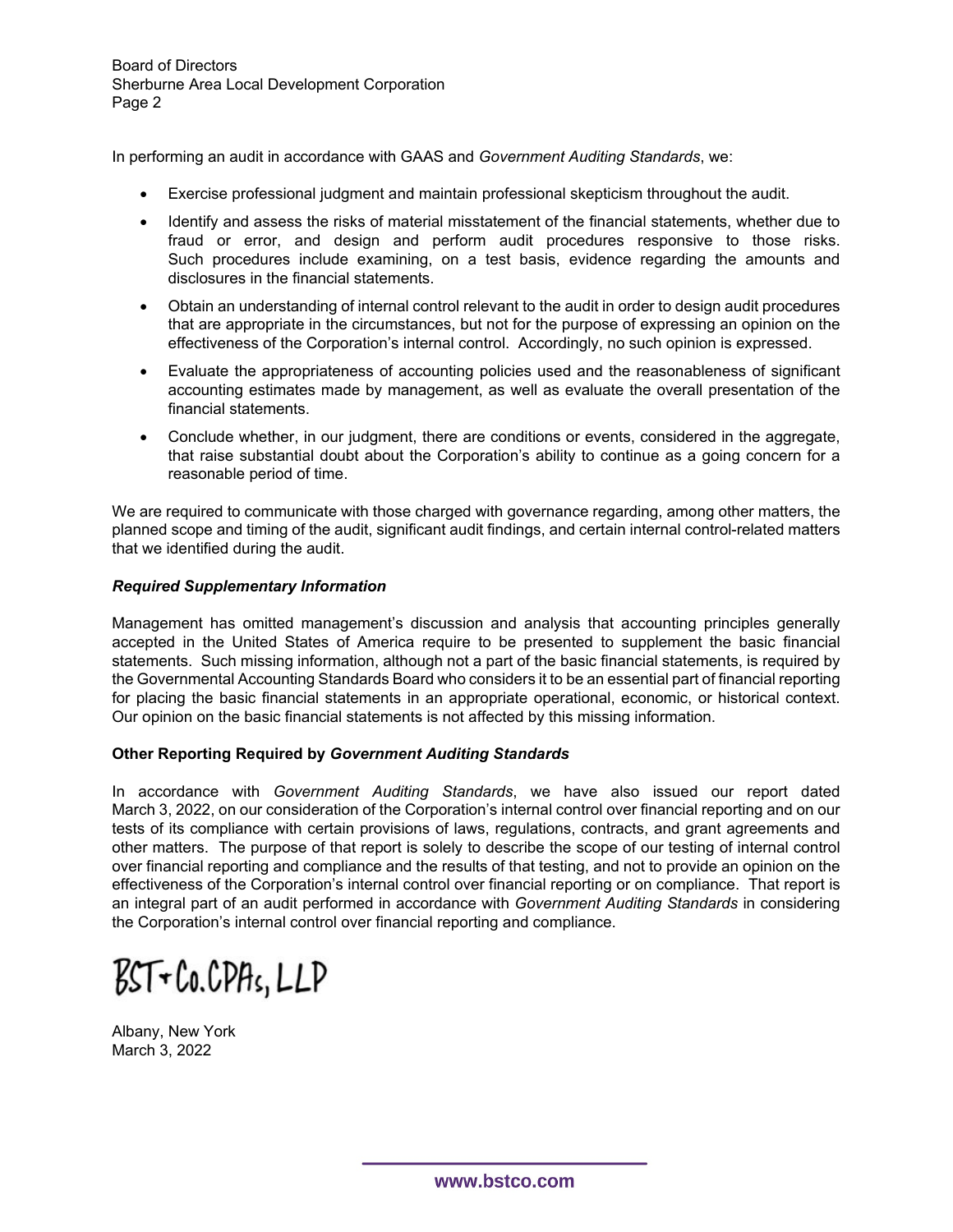In performing an audit in accordance with GAAS and *Government Auditing Standards*, we:

- Exercise professional judgment and maintain professional skepticism throughout the audit.
- Identify and assess the risks of material misstatement of the financial statements, whether due to fraud or error, and design and perform audit procedures responsive to those risks. Such procedures include examining, on a test basis, evidence regarding the amounts and disclosures in the financial statements.
- Obtain an understanding of internal control relevant to the audit in order to design audit procedures that are appropriate in the circumstances, but not for the purpose of expressing an opinion on the effectiveness of the Corporation's internal control. Accordingly, no such opinion is expressed.
- Evaluate the appropriateness of accounting policies used and the reasonableness of significant accounting estimates made by management, as well as evaluate the overall presentation of the financial statements.
- Conclude whether, in our judgment, there are conditions or events, considered in the aggregate, that raise substantial doubt about the Corporation's ability to continue as a going concern for a reasonable period of time.

We are required to communicate with those charged with governance regarding, among other matters, the planned scope and timing of the audit, significant audit findings, and certain internal control-related matters that we identified during the audit.

***Required Supplementary Information***

Management has omitted management's discussion and analysis that accounting principles generally accepted in the United States of America require to be presented to supplement the basic financial statements. Such missing information, although not a part of the basic financial statements, is required by the Governmental Accounting Standards Board who considers it to be an essential part of financial reporting for placing the basic financial statements in an appropriate operational, economic, or historical context. Our opinion on the basic financial statements is not affected by this missing information.

**Other Reporting Required by *Government Auditing Standards***

In accordance with *Government Auditing Standards*, we have also issued our report dated March 3, 2022, on our consideration of the Corporation's internal control over financial reporting and on our tests of its compliance with certain provisions of laws, regulations, contracts, and grant agreements and other matters. The purpose of that report is solely to describe the scope of our testing of internal control over financial reporting and compliance and the results of that testing, and not to provide an opinion on the effectiveness of the Corporation's internal control over financial reporting or on compliance. That report is an integral part of an audit performed in accordance with *Government Auditing Standards* in considering the Corporation's internal control over financial reporting and compliance.

BST+Co.CPAs, LLP

Albany, New York
March 3, 2022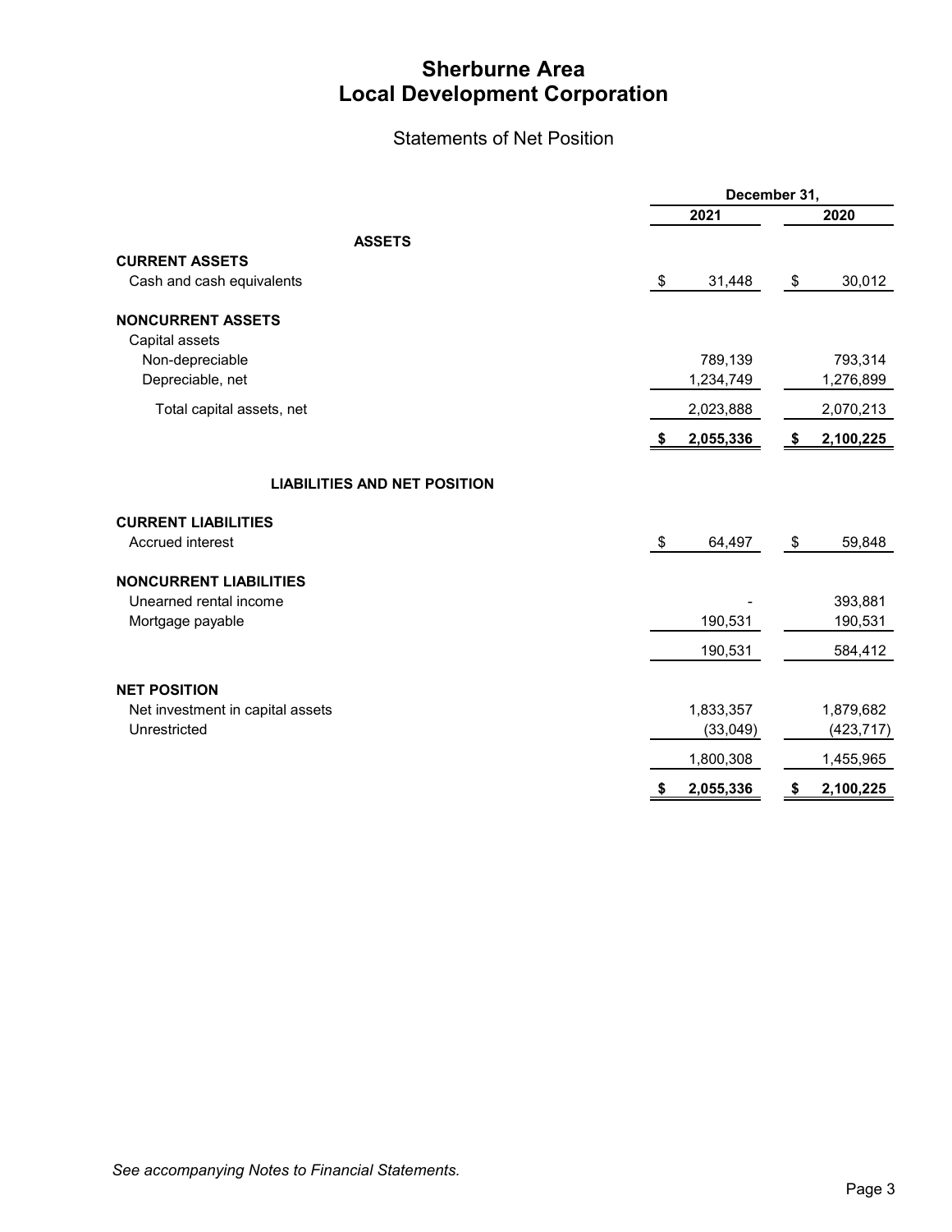# Sherburne Area
# Local Development Corporation

## Statements of Net Position

| | December 31, | |
|---|---|---|
| | 2021 | 2020 |
| **ASSETS** | | |
| **CURRENT ASSETS** | | |
| Cash and cash equivalents | $ 31,448 | $ 30,012 |
| **NONCURRENT ASSETS** | | |
| Capital assets | | |
| Non-depreciable | 789,139 | 793,314 |
| Depreciable, net | 1,234,749 | 1,276,899 |
| Total capital assets, net | 2,023,888 | 2,070,213 |
| | **$ 2,055,336** | **$ 2,100,225** |
| **LIABILITIES AND NET POSITION** | | |
| **CURRENT LIABILITIES** | | |
| Accrued interest | $ 64,497 | $ 59,848 |
| **NONCURRENT LIABILITIES** | | |
| Unearned rental income | - | 393,881 |
| Mortgage payable | 190,531 | 190,531 |
| | 190,531 | 584,412 |
| **NET POSITION** | | |
| Net investment in capital assets | 1,833,357 | 1,879,682 |
| Unrestricted | (33,049) | (423,717) |
| | 1,800,308 | 1,455,965 |
| | **$ 2,055,336** | **$ 2,100,225** |

*See accompanying Notes to Financial Statements.*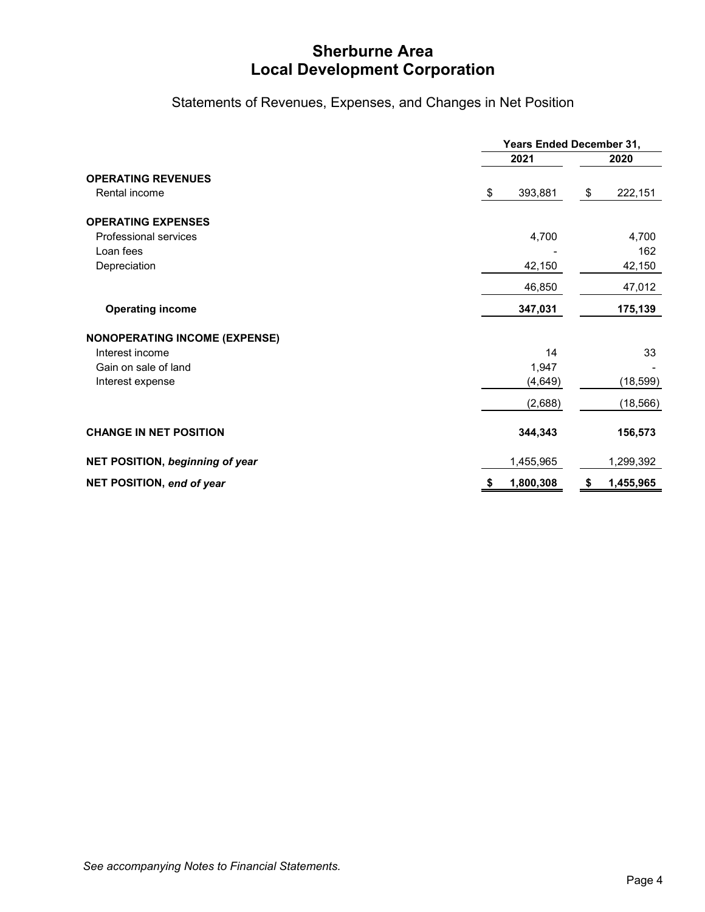# Sherburne Area
# Local Development Corporation

## Statements of Revenues, Expenses, and Changes in Net Position

| | Years Ended December 31, | |
|---|---|---|
| | **2021** | **2020** |
| **OPERATING REVENUES** | | |
| Rental income | $ 393,881 | $ 222,151 |
| **OPERATING EXPENSES** | | |
| Professional services | 4,700 | 4,700 |
| Loan fees | - | 162 |
| Depreciation | 42,150 | 42,150 |
| | 46,850 | 47,012 |
| **Operating income** | **347,031** | **175,139** |
| **NONOPERATING INCOME (EXPENSE)** | | |
| Interest income | 14 | 33 |
| Gain on sale of land | 1,947 | - |
| Interest expense | (4,649) | (18,599) |
| | (2,688) | (18,566) |
| **CHANGE IN NET POSITION** | **344,343** | **156,573** |
| **NET POSITION, *beginning of year*** | 1,455,965 | 1,299,392 |
| **NET POSITION, *end of year*** | **$ 1,800,308** | **$ 1,455,965** |

*See accompanying Notes to Financial Statements.*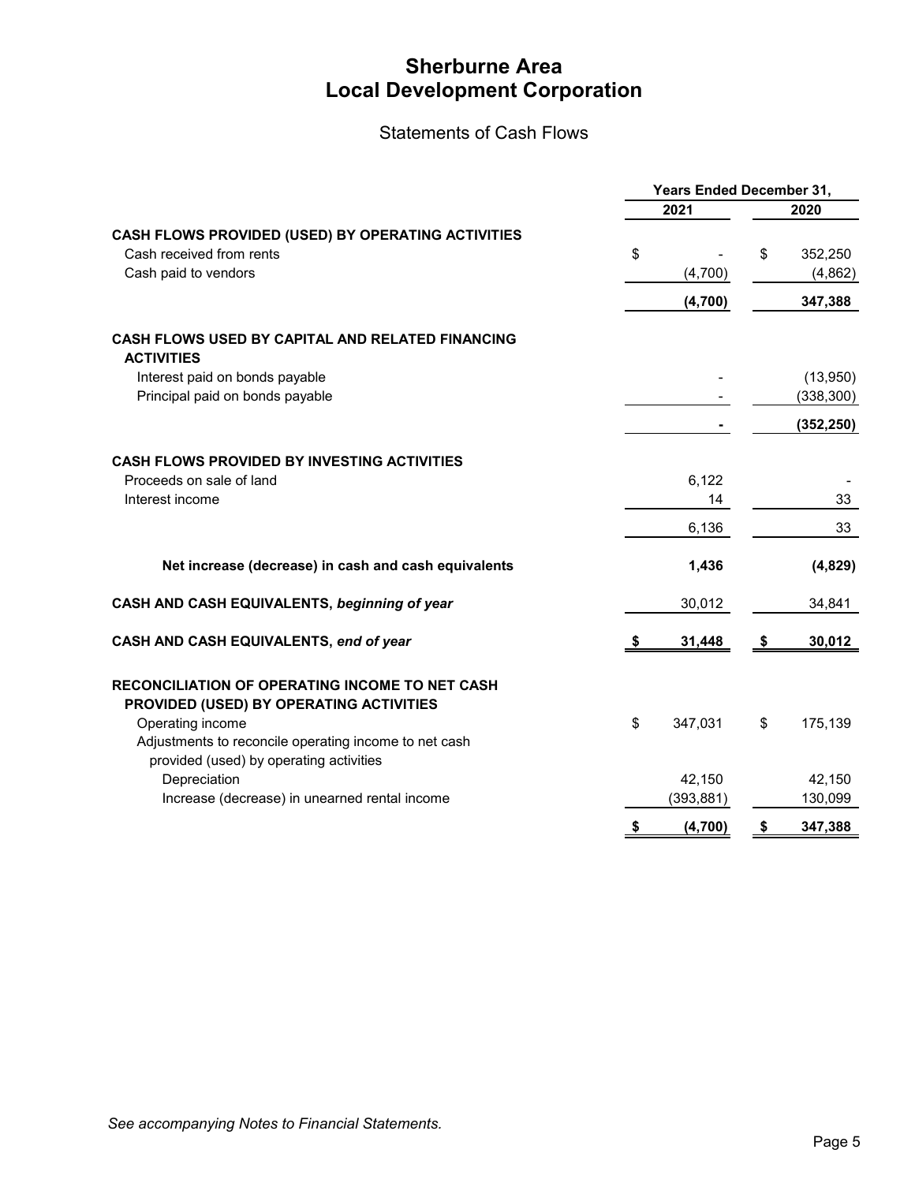# Sherburne Area Local Development Corporation

## Statements of Cash Flows

| | Years Ended December 31, | |
|---|---|---|
| | 2021 | 2020 |
| **CASH FLOWS PROVIDED (USED) BY OPERATING ACTIVITIES** | | |
| Cash received from rents | $ - | $ 352,250 |
| Cash paid to vendors | (4,700) | (4,862) |
| | **(4,700)** | **347,388** |
| **CASH FLOWS USED BY CAPITAL AND RELATED FINANCING ACTIVITIES** | | |
| Interest paid on bonds payable | - | (13,950) |
| Principal paid on bonds payable | - | (338,300) |
| | **-** | **(352,250)** |
| **CASH FLOWS PROVIDED BY INVESTING ACTIVITIES** | | |
| Proceeds on sale of land | 6,122 | - |
| Interest income | 14 | 33 |
| | 6,136 | 33 |
| **Net increase (decrease) in cash and cash equivalents** | **1,436** | **(4,829)** |
| **CASH AND CASH EQUIVALENTS, *beginning of year*** | 30,012 | 34,841 |
| **CASH AND CASH EQUIVALENTS, *end of year*** | **$ 31,448** | **$ 30,012** |
| **RECONCILIATION OF OPERATING INCOME TO NET CASH PROVIDED (USED) BY OPERATING ACTIVITIES** | | |
| Operating income | $ 347,031 | $ 175,139 |
| Adjustments to reconcile operating income to net cash provided (used) by operating activities | | |
| Depreciation | 42,150 | 42,150 |
| Increase (decrease) in unearned rental income | (393,881) | 130,099 |
| | **$ (4,700)** | **$ 347,388** |

*See accompanying Notes to Financial Statements.*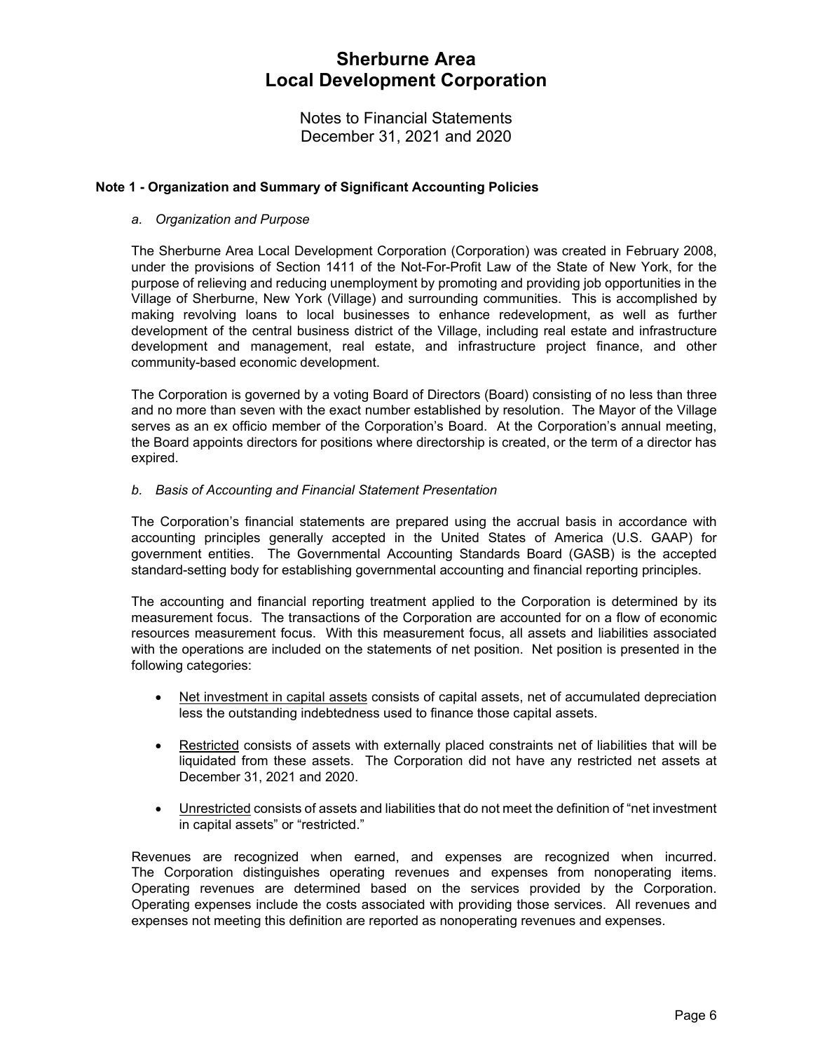# Sherburne Area Local Development Corporation

Notes to Financial Statements
December 31, 2021 and 2020

## Note 1 - Organization and Summary of Significant Accounting Policies

### *a. Organization and Purpose*

The Sherburne Area Local Development Corporation (Corporation) was created in February 2008, under the provisions of Section 1411 of the Not-For-Profit Law of the State of New York, for the purpose of relieving and reducing unemployment by promoting and providing job opportunities in the Village of Sherburne, New York (Village) and surrounding communities. This is accomplished by making revolving loans to local businesses to enhance redevelopment, as well as further development of the central business district of the Village, including real estate and infrastructure development and management, real estate, and infrastructure project finance, and other community-based economic development.

The Corporation is governed by a voting Board of Directors (Board) consisting of no less than three and no more than seven with the exact number established by resolution. The Mayor of the Village serves as an ex officio member of the Corporation's Board. At the Corporation's annual meeting, the Board appoints directors for positions where directorship is created, or the term of a director has expired.

### *b. Basis of Accounting and Financial Statement Presentation*

The Corporation's financial statements are prepared using the accrual basis in accordance with accounting principles generally accepted in the United States of America (U.S. GAAP) for government entities. The Governmental Accounting Standards Board (GASB) is the accepted standard-setting body for establishing governmental accounting and financial reporting principles.

The accounting and financial reporting treatment applied to the Corporation is determined by its measurement focus. The transactions of the Corporation are accounted for on a flow of economic resources measurement focus. With this measurement focus, all assets and liabilities associated with the operations are included on the statements of net position. Net position is presented in the following categories:

- Net investment in capital assets consists of capital assets, net of accumulated depreciation less the outstanding indebtedness used to finance those capital assets.
- Restricted consists of assets with externally placed constraints net of liabilities that will be liquidated from these assets. The Corporation did not have any restricted net assets at December 31, 2021 and 2020.
- Unrestricted consists of assets and liabilities that do not meet the definition of "net investment in capital assets" or "restricted."

Revenues are recognized when earned, and expenses are recognized when incurred. The Corporation distinguishes operating revenues and expenses from nonoperating items. Operating revenues are determined based on the services provided by the Corporation. Operating expenses include the costs associated with providing those services. All revenues and expenses not meeting this definition are reported as nonoperating revenues and expenses.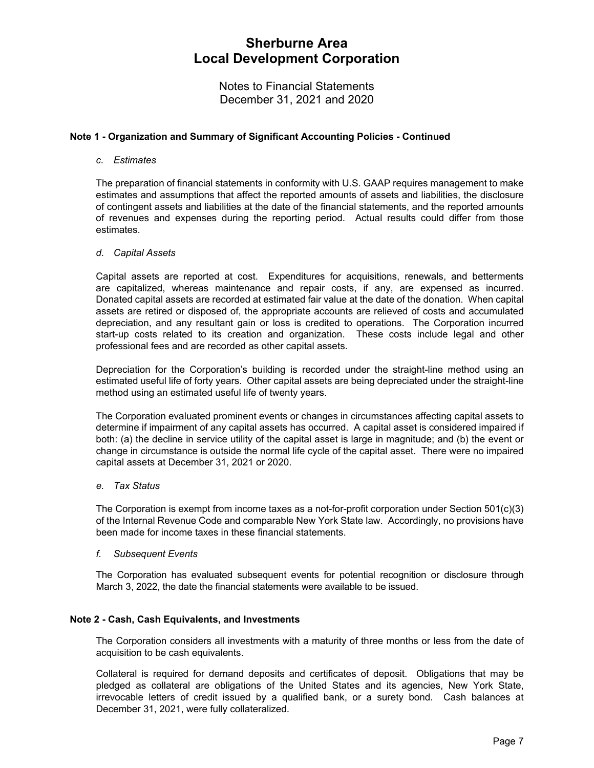# Sherburne Area Local Development Corporation

Notes to Financial Statements
December 31, 2021 and 2020

## Note 1 - Organization and Summary of Significant Accounting Policies - Continued

*c. Estimates*

The preparation of financial statements in conformity with U.S. GAAP requires management to make estimates and assumptions that affect the reported amounts of assets and liabilities, the disclosure of contingent assets and liabilities at the date of the financial statements, and the reported amounts of revenues and expenses during the reporting period. Actual results could differ from those estimates.

*d. Capital Assets*

Capital assets are reported at cost. Expenditures for acquisitions, renewals, and betterments are capitalized, whereas maintenance and repair costs, if any, are expensed as incurred. Donated capital assets are recorded at estimated fair value at the date of the donation. When capital assets are retired or disposed of, the appropriate accounts are relieved of costs and accumulated depreciation, and any resultant gain or loss is credited to operations. The Corporation incurred start-up costs related to its creation and organization. These costs include legal and other professional fees and are recorded as other capital assets.

Depreciation for the Corporation's building is recorded under the straight-line method using an estimated useful life of forty years. Other capital assets are being depreciated under the straight-line method using an estimated useful life of twenty years.

The Corporation evaluated prominent events or changes in circumstances affecting capital assets to determine if impairment of any capital assets has occurred. A capital asset is considered impaired if both: (a) the decline in service utility of the capital asset is large in magnitude; and (b) the event or change in circumstance is outside the normal life cycle of the capital asset. There were no impaired capital assets at December 31, 2021 or 2020.

*e. Tax Status*

The Corporation is exempt from income taxes as a not-for-profit corporation under Section 501(c)(3) of the Internal Revenue Code and comparable New York State law. Accordingly, no provisions have been made for income taxes in these financial statements.

*f. Subsequent Events*

The Corporation has evaluated subsequent events for potential recognition or disclosure through March 3, 2022, the date the financial statements were available to be issued.

## Note 2 - Cash, Cash Equivalents, and Investments

The Corporation considers all investments with a maturity of three months or less from the date of acquisition to be cash equivalents.

Collateral is required for demand deposits and certificates of deposit. Obligations that may be pledged as collateral are obligations of the United States and its agencies, New York State, irrevocable letters of credit issued by a qualified bank, or a surety bond. Cash balances at December 31, 2021, were fully collateralized.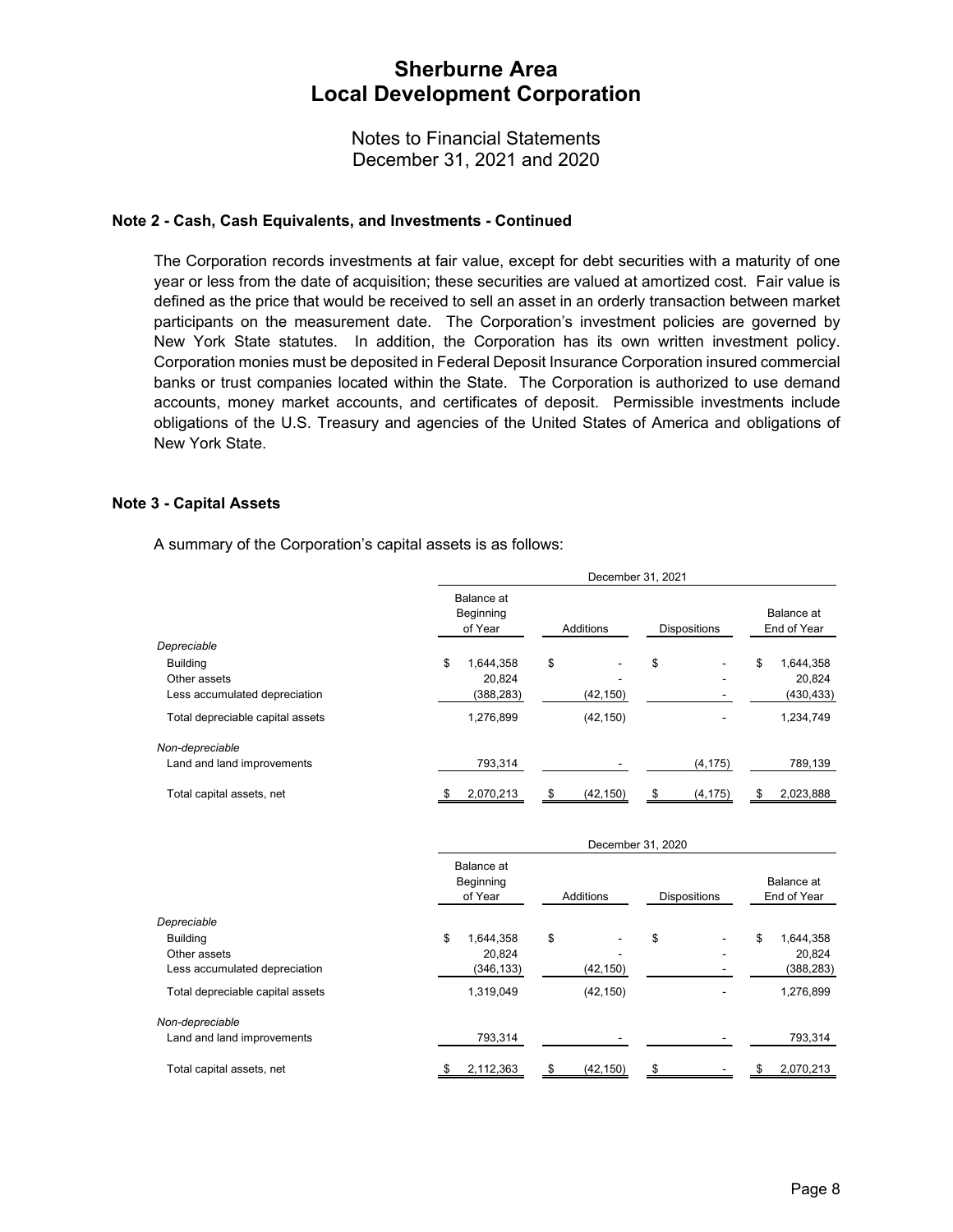# Sherburne Area Local Development Corporation

Notes to Financial Statements
December 31, 2021 and 2020

**Note 2 - Cash, Cash Equivalents, and Investments - Continued**

The Corporation records investments at fair value, except for debt securities with a maturity of one year or less from the date of acquisition; these securities are valued at amortized cost. Fair value is defined as the price that would be received to sell an asset in an orderly transaction between market participants on the measurement date. The Corporation's investment policies are governed by New York State statutes. In addition, the Corporation has its own written investment policy. Corporation monies must be deposited in Federal Deposit Insurance Corporation insured commercial banks or trust companies located within the State. The Corporation is authorized to use demand accounts, money market accounts, and certificates of deposit. Permissible investments include obligations of the U.S. Treasury and agencies of the United States of America and obligations of New York State.

**Note 3 - Capital Assets**

A summary of the Corporation's capital assets is as follows:

| | December 31, 2021 | | | |
|---|---|---|---|---|
| | Balance at Beginning of Year | Additions | Dispositions | Balance at End of Year |
| *Depreciable* | | | | |
| Building | $ 1,644,358 | $ - | $ - | $ 1,644,358 |
| Other assets | 20,824 | - | - | 20,824 |
| Less accumulated depreciation | (388,283) | (42,150) | - | (430,433) |
| Total depreciable capital assets | 1,276,899 | (42,150) | - | 1,234,749 |
| *Non-depreciable* | | | | |
| Land and land improvements | 793,314 | - | (4,175) | 789,139 |
| Total capital assets, net | $ 2,070,213 | $ (42,150) | $ (4,175) | $ 2,023,888 |

| | December 31, 2020 | | | |
|---|---|---|---|---|
| | Balance at Beginning of Year | Additions | Dispositions | Balance at End of Year |
| *Depreciable* | | | | |
| Building | $ 1,644,358 | $ - | $ - | $ 1,644,358 |
| Other assets | 20,824 | - | - | 20,824 |
| Less accumulated depreciation | (346,133) | (42,150) | - | (388,283) |
| Total depreciable capital assets | 1,319,049 | (42,150) | - | 1,276,899 |
| *Non-depreciable* | | | | |
| Land and land improvements | 793,314 | - | - | 793,314 |
| Total capital assets, net | $ 2,112,363 | $ (42,150) | $ - | $ 2,070,213 |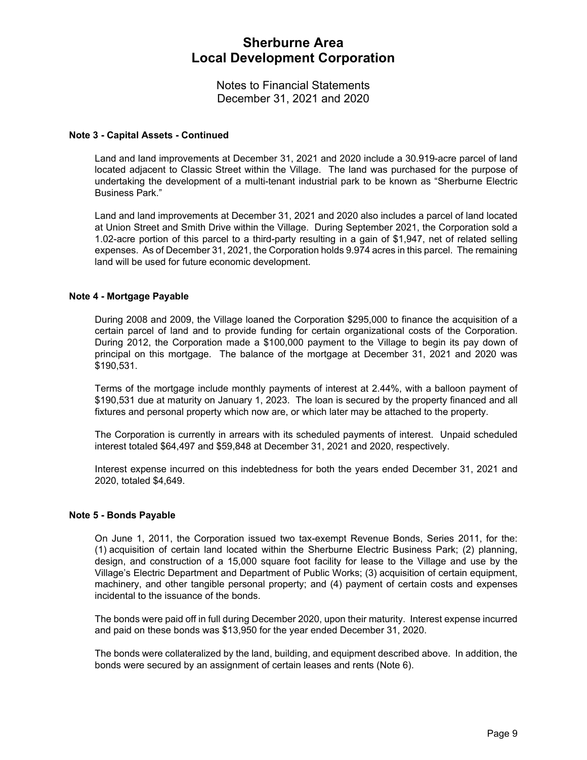# Sherburne Area Local Development Corporation

Notes to Financial Statements
December 31, 2021 and 2020

## Note 3 - Capital Assets - Continued

Land and land improvements at December 31, 2021 and 2020 include a 30.919-acre parcel of land located adjacent to Classic Street within the Village. The land was purchased for the purpose of undertaking the development of a multi-tenant industrial park to be known as "Sherburne Electric Business Park."

Land and land improvements at December 31, 2021 and 2020 also includes a parcel of land located at Union Street and Smith Drive within the Village. During September 2021, the Corporation sold a 1.02-acre portion of this parcel to a third-party resulting in a gain of $1,947, net of related selling expenses. As of December 31, 2021, the Corporation holds 9.974 acres in this parcel. The remaining land will be used for future economic development.

## Note 4 - Mortgage Payable

During 2008 and 2009, the Village loaned the Corporation $295,000 to finance the acquisition of a certain parcel of land and to provide funding for certain organizational costs of the Corporation. During 2012, the Corporation made a $100,000 payment to the Village to begin its pay down of principal on this mortgage. The balance of the mortgage at December 31, 2021 and 2020 was $190,531.

Terms of the mortgage include monthly payments of interest at 2.44%, with a balloon payment of $190,531 due at maturity on January 1, 2023. The loan is secured by the property financed and all fixtures and personal property which now are, or which later may be attached to the property.

The Corporation is currently in arrears with its scheduled payments of interest. Unpaid scheduled interest totaled $64,497 and $59,848 at December 31, 2021 and 2020, respectively.

Interest expense incurred on this indebtedness for both the years ended December 31, 2021 and 2020, totaled $4,649.

## Note 5 - Bonds Payable

On June 1, 2011, the Corporation issued two tax-exempt Revenue Bonds, Series 2011, for the: (1) acquisition of certain land located within the Sherburne Electric Business Park; (2) planning, design, and construction of a 15,000 square foot facility for lease to the Village and use by the Village's Electric Department and Department of Public Works; (3) acquisition of certain equipment, machinery, and other tangible personal property; and (4) payment of certain costs and expenses incidental to the issuance of the bonds.

The bonds were paid off in full during December 2020, upon their maturity. Interest expense incurred and paid on these bonds was $13,950 for the year ended December 31, 2020.

The bonds were collateralized by the land, building, and equipment described above. In addition, the bonds were secured by an assignment of certain leases and rents (Note 6).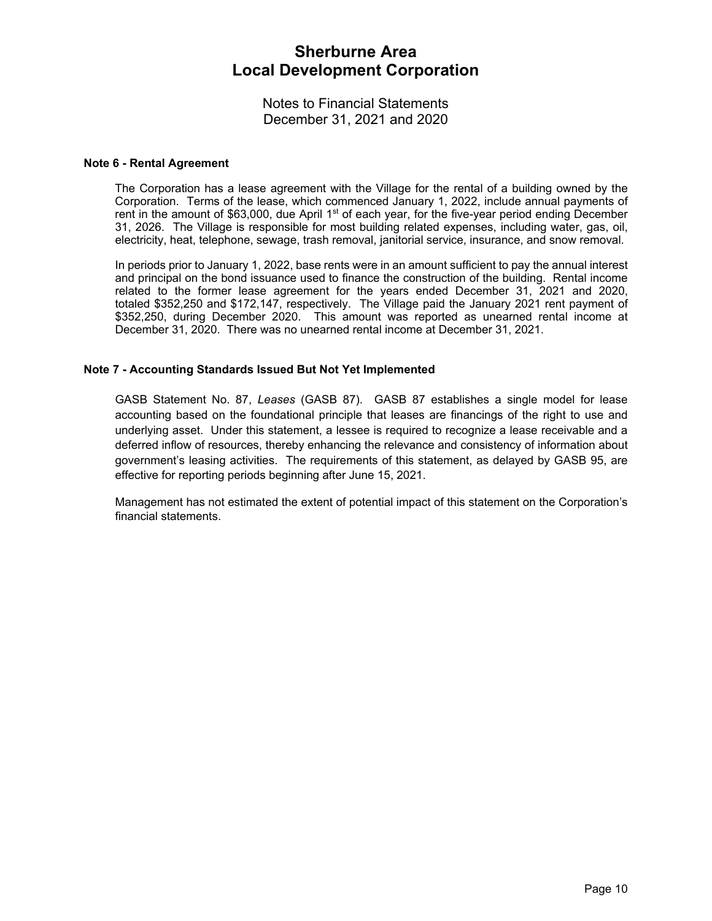# Sherburne Area Local Development Corporation

Notes to Financial Statements
December 31, 2021 and 2020

**Note 6 - Rental Agreement**

The Corporation has a lease agreement with the Village for the rental of a building owned by the Corporation. Terms of the lease, which commenced January 1, 2022, include annual payments of rent in the amount of \$63,000, due April 1st of each year, for the five-year period ending December 31, 2026. The Village is responsible for most building related expenses, including water, gas, oil, electricity, heat, telephone, sewage, trash removal, janitorial service, insurance, and snow removal.

In periods prior to January 1, 2022, base rents were in an amount sufficient to pay the annual interest and principal on the bond issuance used to finance the construction of the building. Rental income related to the former lease agreement for the years ended December 31, 2021 and 2020, totaled \$352,250 and \$172,147, respectively. The Village paid the January 2021 rent payment of \$352,250, during December 2020. This amount was reported as unearned rental income at December 31, 2020. There was no unearned rental income at December 31, 2021.

**Note 7 - Accounting Standards Issued But Not Yet Implemented**

GASB Statement No. 87, *Leases* (GASB 87). GASB 87 establishes a single model for lease accounting based on the foundational principle that leases are financings of the right to use and underlying asset. Under this statement, a lessee is required to recognize a lease receivable and a deferred inflow of resources, thereby enhancing the relevance and consistency of information about government's leasing activities. The requirements of this statement, as delayed by GASB 95, are effective for reporting periods beginning after June 15, 2021.

Management has not estimated the extent of potential impact of this statement on the Corporation's financial statements.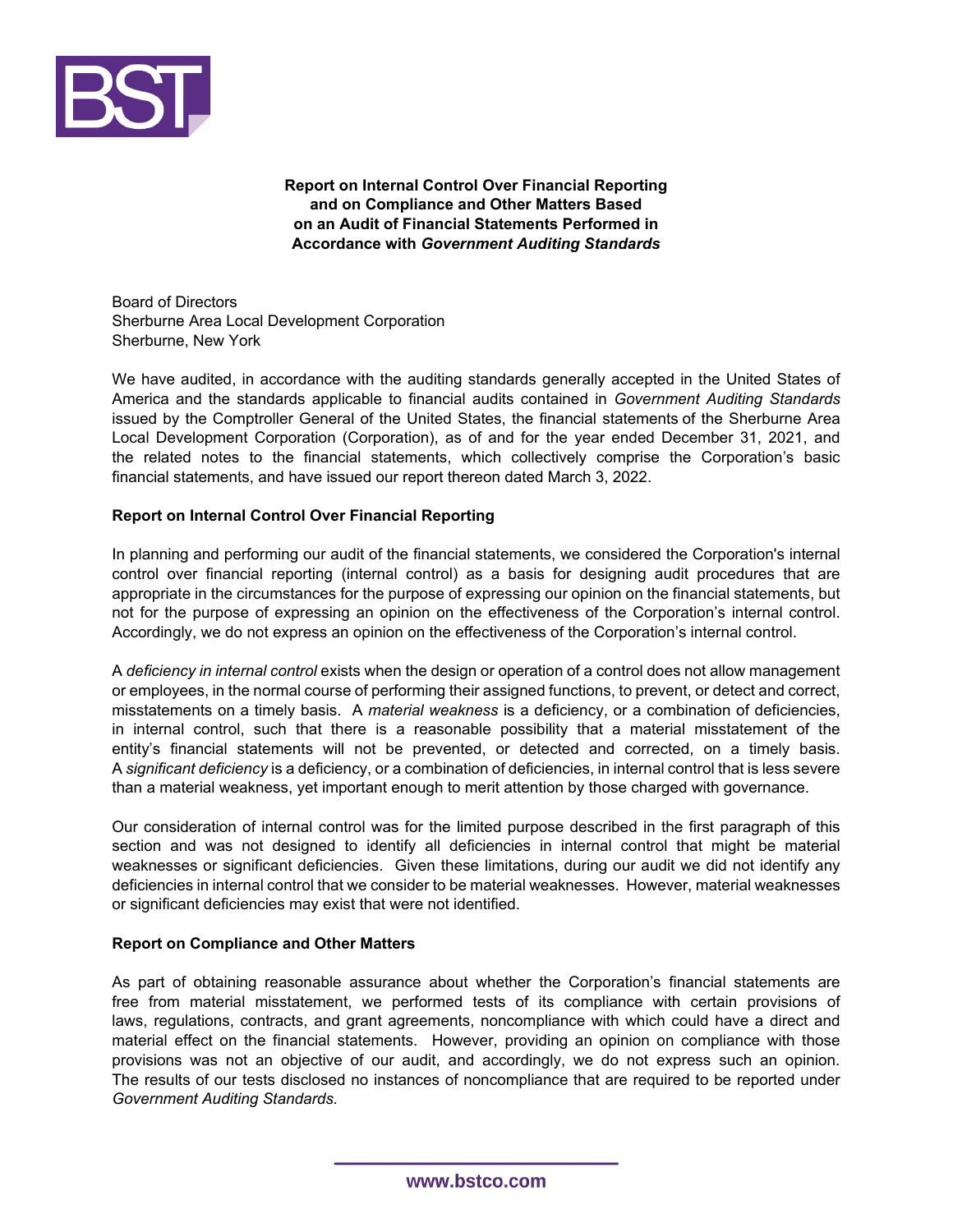**Report on Internal Control Over Financial Reporting and on Compliance and Other Matters Based on an Audit of Financial Statements Performed in Accordance with *Government Auditing Standards***

Board of Directors
Sherburne Area Local Development Corporation
Sherburne, New York

We have audited, in accordance with the auditing standards generally accepted in the United States of America and the standards applicable to financial audits contained in *Government Auditing Standards* issued by the Comptroller General of the United States, the financial statements of the Sherburne Area Local Development Corporation (Corporation), as of and for the year ended December 31, 2021, and the related notes to the financial statements, which collectively comprise the Corporation's basic financial statements, and have issued our report thereon dated March 3, 2022.

## Report on Internal Control Over Financial Reporting

In planning and performing our audit of the financial statements, we considered the Corporation's internal control over financial reporting (internal control) as a basis for designing audit procedures that are appropriate in the circumstances for the purpose of expressing our opinion on the financial statements, but not for the purpose of expressing an opinion on the effectiveness of the Corporation's internal control. Accordingly, we do not express an opinion on the effectiveness of the Corporation's internal control.

A *deficiency in internal control* exists when the design or operation of a control does not allow management or employees, in the normal course of performing their assigned functions, to prevent, or detect and correct, misstatements on a timely basis. A *material weakness* is a deficiency, or a combination of deficiencies, in internal control, such that there is a reasonable possibility that a material misstatement of the entity's financial statements will not be prevented, or detected and corrected, on a timely basis. A *significant deficiency* is a deficiency, or a combination of deficiencies, in internal control that is less severe than a material weakness, yet important enough to merit attention by those charged with governance.

Our consideration of internal control was for the limited purpose described in the first paragraph of this section and was not designed to identify all deficiencies in internal control that might be material weaknesses or significant deficiencies. Given these limitations, during our audit we did not identify any deficiencies in internal control that we consider to be material weaknesses. However, material weaknesses or significant deficiencies may exist that were not identified.

## Report on Compliance and Other Matters

As part of obtaining reasonable assurance about whether the Corporation's financial statements are free from material misstatement, we performed tests of its compliance with certain provisions of laws, regulations, contracts, and grant agreements, noncompliance with which could have a direct and material effect on the financial statements. However, providing an opinion on compliance with those provisions was not an objective of our audit, and accordingly, we do not express such an opinion. The results of our tests disclosed no instances of noncompliance that are required to be reported under *Government Auditing Standards.*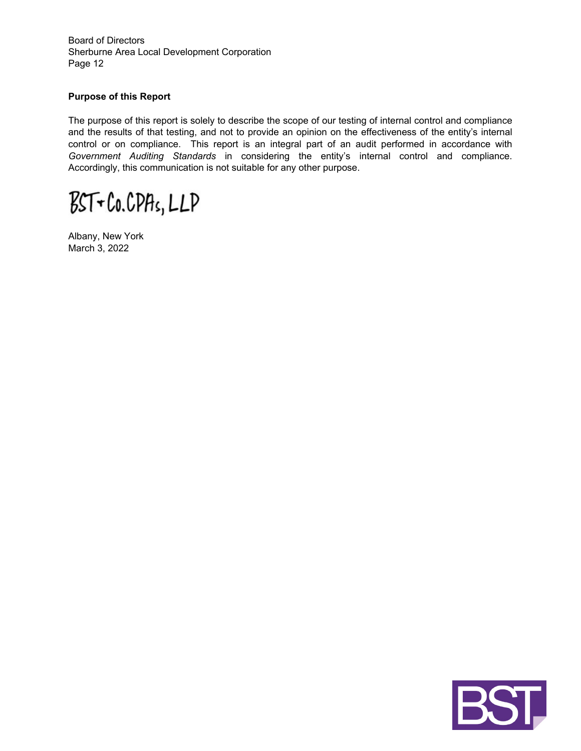**Purpose of this Report**

The purpose of this report is solely to describe the scope of our testing of internal control and compliance and the results of that testing, and not to provide an opinion on the effectiveness of the entity's internal control or on compliance. This report is an integral part of an audit performed in accordance with *Government Auditing Standards* in considering the entity's internal control and compliance. Accordingly, this communication is not suitable for any other purpose.

BST & Co. CPAs, LLP

Albany, New York
March 3, 2022